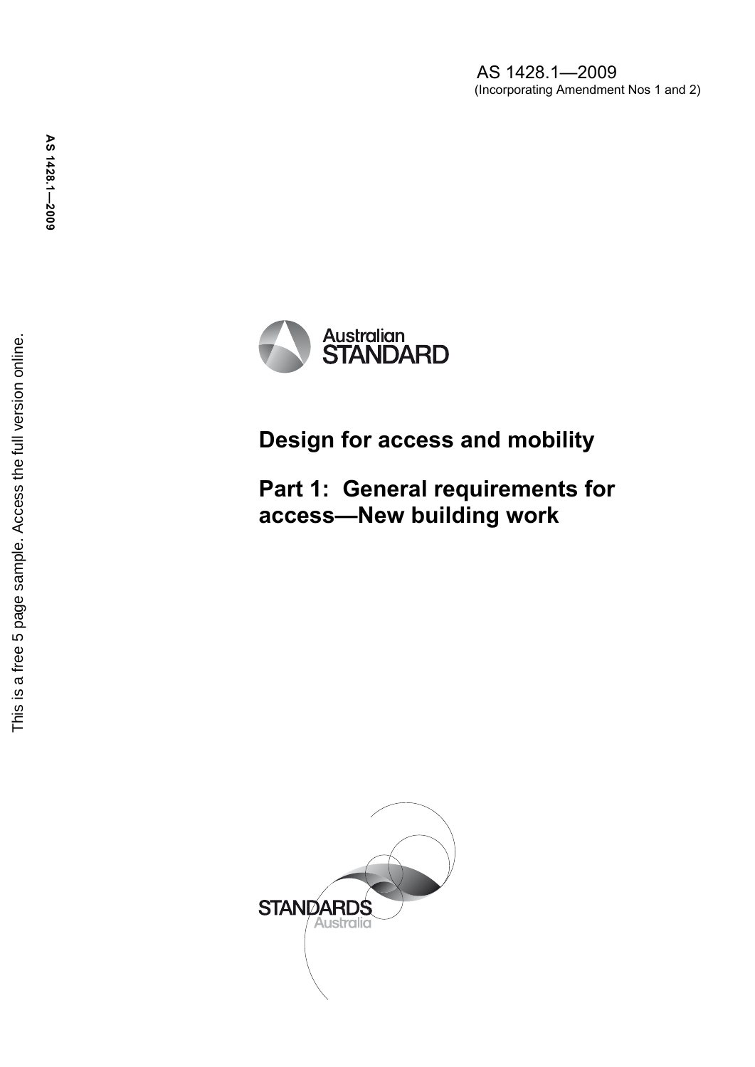AS 1428.1—2009
(Incorporating Amendment Nos 1 and 2)

Australian STANDARD

# Design for access and mobility

## Part 1: General requirements for access—New building work

STANDARDS Australia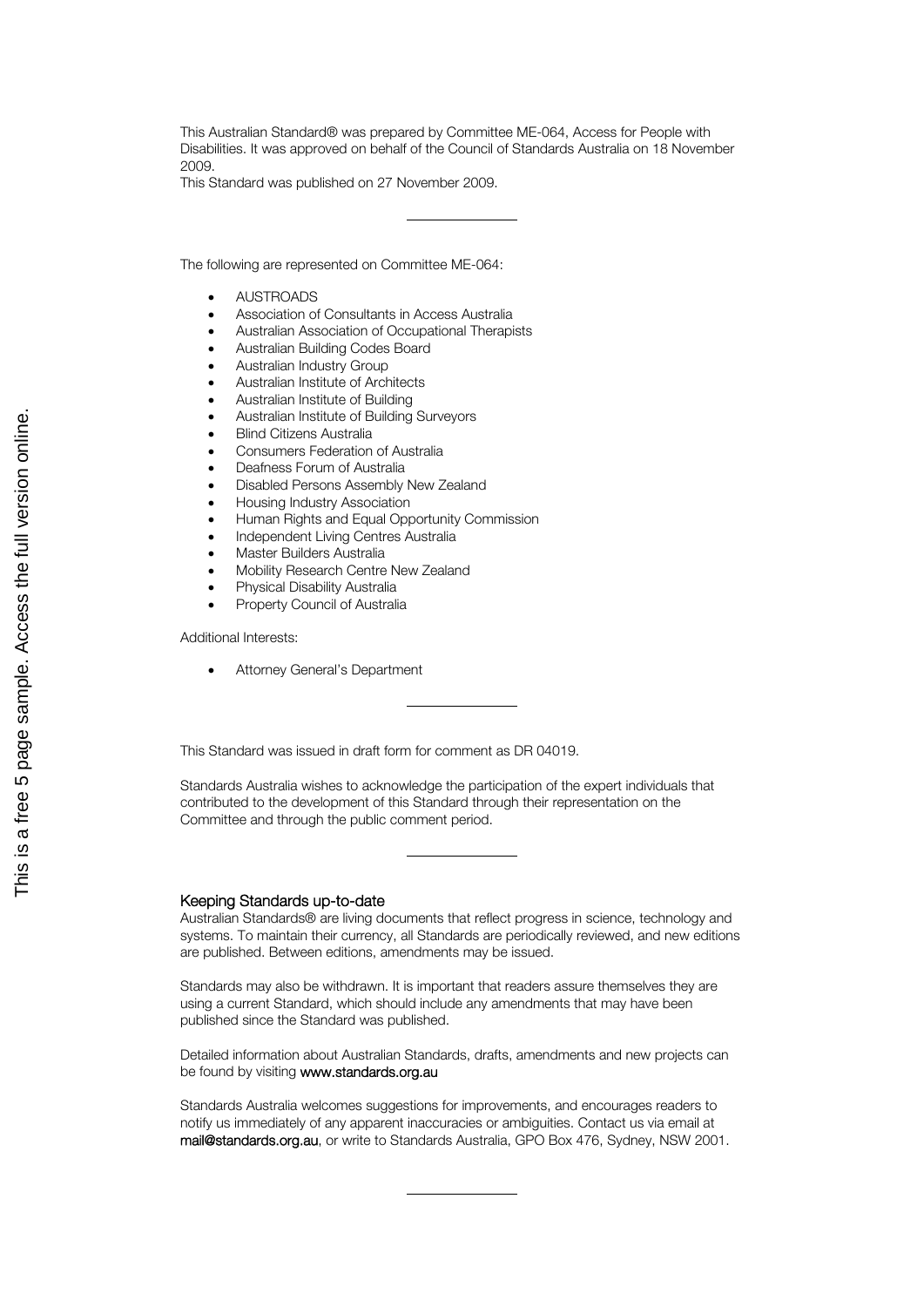This Australian Standard® was prepared by Committee ME-064, Access for People with Disabilities. It was approved on behalf of the Council of Standards Australia on 18 November 2009.
This Standard was published on 27 November 2009.

---

The following are represented on Committee ME-064:

- AUSTROADS
- Association of Consultants in Access Australia
- Australian Association of Occupational Therapists
- Australian Building Codes Board
- Australian Industry Group
- Australian Institute of Architects
- Australian Institute of Building
- Australian Institute of Building Surveyors
- Blind Citizens Australia
- Consumers Federation of Australia
- Deafness Forum of Australia
- Disabled Persons Assembly New Zealand
- Housing Industry Association
- Human Rights and Equal Opportunity Commission
- Independent Living Centres Australia
- Master Builders Australia
- Mobility Research Centre New Zealand
- Physical Disability Australia
- Property Council of Australia

Additional Interests:

- Attorney General's Department

---

This Standard was issued in draft form for comment as DR 04019.

Standards Australia wishes to acknowledge the participation of the expert individuals that contributed to the development of this Standard through their representation on the Committee and through the public comment period.

---

### Keeping Standards up-to-date

Australian Standards® are living documents that reflect progress in science, technology and systems. To maintain their currency, all Standards are periodically reviewed, and new editions are published. Between editions, amendments may be issued.

Standards may also be withdrawn. It is important that readers assure themselves they are using a current Standard, which should include any amendments that may have been published since the Standard was published.

Detailed information about Australian Standards, drafts, amendments and new projects can be found by visiting **www.standards.org.au**

Standards Australia welcomes suggestions for improvements, and encourages readers to notify us immediately of any apparent inaccuracies or ambiguities. Contact us via email at **mail@standards.org.au**, or write to Standards Australia, GPO Box 476, Sydney, NSW 2001.

---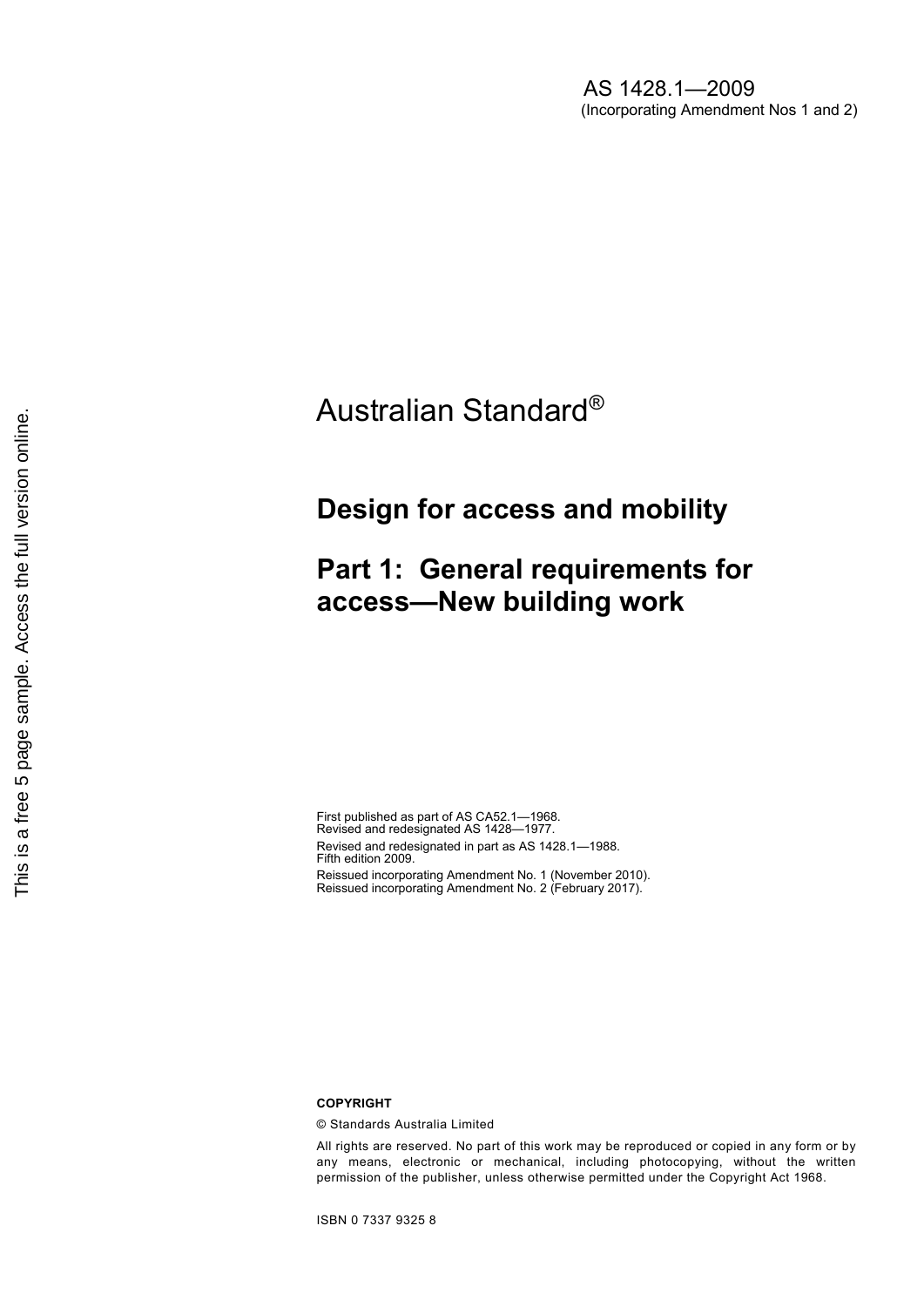AS 1428.1—2009
(Incorporating Amendment Nos 1 and 2)

# Australian Standard®

## Design for access and mobility

## Part 1: General requirements for access—New building work

First published as part of AS CA52.1—1968.
Revised and redesignated AS 1428—1977.
Revised and redesignated in part as AS 1428.1—1988.
Fifth edition 2009.
Reissued incorporating Amendment No. 1 (November 2010).
Reissued incorporating Amendment No. 2 (February 2017).

**COPYRIGHT**

© Standards Australia Limited

All rights are reserved. No part of this work may be reproduced or copied in any form or by any means, electronic or mechanical, including photocopying, without the written permission of the publisher, unless otherwise permitted under the Copyright Act 1968.

ISBN 0 7337 9325 8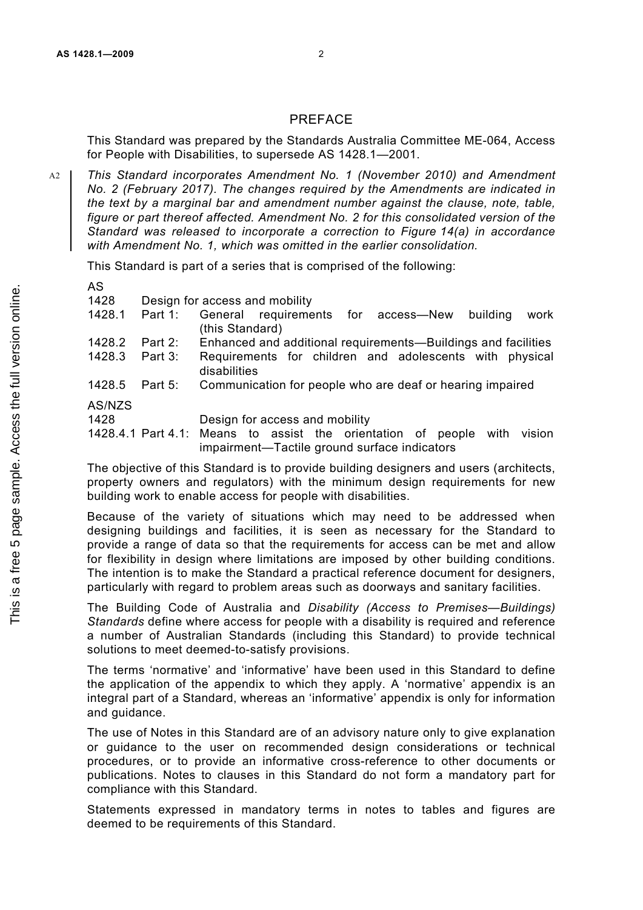## PREFACE

This Standard was prepared by the Standards Australia Committee ME-064, Access for People with Disabilities, to supersede AS 1428.1—2001.

A2 *This Standard incorporates Amendment No. 1 (November 2010) and Amendment No. 2 (February 2017). The changes required by the Amendments are indicated in the text by a marginal bar and amendment number against the clause, note, table, figure or part thereof affected. Amendment No. 2 for this consolidated version of the Standard was released to incorporate a correction to Figure 14(a) in accordance with Amendment No. 1, which was omitted in the earlier consolidation.*

This Standard is part of a series that is comprised of the following:

AS

| | | |
|---|---|---|
| 1428 | | Design for access and mobility |
| 1428.1 | Part 1: | General requirements for access—New building work (this Standard) |
| 1428.2 | Part 2: | Enhanced and additional requirements—Buildings and facilities |
| 1428.3 | Part 3: | Requirements for children and adolescents with physical disabilities |
| 1428.5 | Part 5: | Communication for people who are deaf or hearing impaired |

AS/NZS

| | |
|---|---|
| 1428 | Design for access and mobility |
| 1428.4.1 Part 4.1: | Means to assist the orientation of people with vision impairment—Tactile ground surface indicators |

The objective of this Standard is to provide building designers and users (architects, property owners and regulators) with the minimum design requirements for new building work to enable access for people with disabilities.

Because of the variety of situations which may need to be addressed when designing buildings and facilities, it is seen as necessary for the Standard to provide a range of data so that the requirements for access can be met and allow for flexibility in design where limitations are imposed by other building conditions. The intention is to make the Standard a practical reference document for designers, particularly with regard to problem areas such as doorways and sanitary facilities.

The Building Code of Australia and *Disability (Access to Premises—Buildings) Standards* define where access for people with a disability is required and reference a number of Australian Standards (including this Standard) to provide technical solutions to meet deemed-to-satisfy provisions.

The terms 'normative' and 'informative' have been used in this Standard to define the application of the appendix to which they apply. A 'normative' appendix is an integral part of a Standard, whereas an 'informative' appendix is only for information and guidance.

The use of Notes in this Standard are of an advisory nature only to give explanation or guidance to the user on recommended design considerations or technical procedures, or to provide an informative cross-reference to other documents or publications. Notes to clauses in this Standard do not form a mandatory part for compliance with this Standard.

Statements expressed in mandatory terms in notes to tables and figures are deemed to be requirements of this Standard.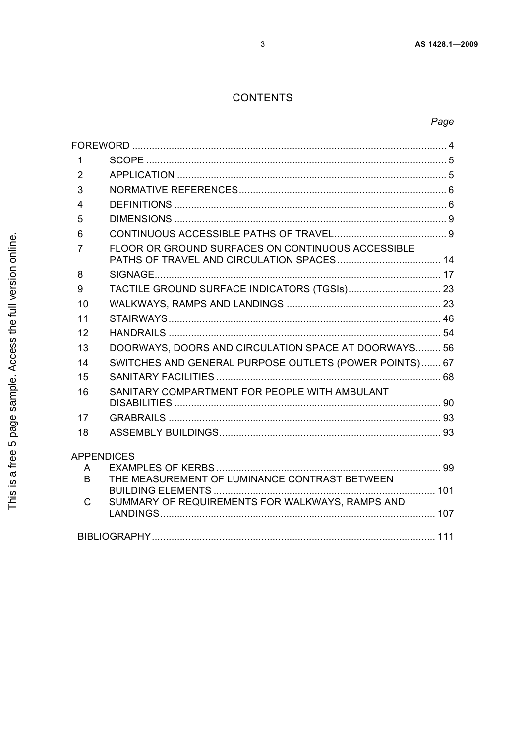# CONTENTS

*Page*

| | | |
|---|---|---|
| FOREWORD | | 4 |
| 1 | SCOPE | 5 |
| 2 | APPLICATION | 5 |
| 3 | NORMATIVE REFERENCES | 6 |
| 4 | DEFINITIONS | 6 |
| 5 | DIMENSIONS | 9 |
| 6 | CONTINUOUS ACCESSIBLE PATHS OF TRAVEL | 9 |
| 7 | FLOOR OR GROUND SURFACES ON CONTINUOUS ACCESSIBLE PATHS OF TRAVEL AND CIRCULATION SPACES | 14 |
| 8 | SIGNAGE | 17 |
| 9 | TACTILE GROUND SURFACE INDICATORS (TGSIs) | 23 |
| 10 | WALKWAYS, RAMPS AND LANDINGS | 23 |
| 11 | STAIRWAYS | 46 |
| 12 | HANDRAILS | 54 |
| 13 | DOORWAYS, DOORS AND CIRCULATION SPACE AT DOORWAYS | 56 |
| 14 | SWITCHES AND GENERAL PURPOSE OUTLETS (POWER POINTS) | 67 |
| 15 | SANITARY FACILITIES | 68 |
| 16 | SANITARY COMPARTMENT FOR PEOPLE WITH AMBULANT DISABILITIES | 90 |
| 17 | GRABRAILS | 93 |
| 18 | ASSEMBLY BUILDINGS | 93 |

APPENDICES

| | | |
|---|---|---|
| A | EXAMPLES OF KERBS | 99 |
| B | THE MEASUREMENT OF LUMINANCE CONTRAST BETWEEN BUILDING ELEMENTS | 101 |
| C | SUMMARY OF REQUIREMENTS FOR WALKWAYS, RAMPS AND LANDINGS | 107 |

BIBLIOGRAPHY ..... 111